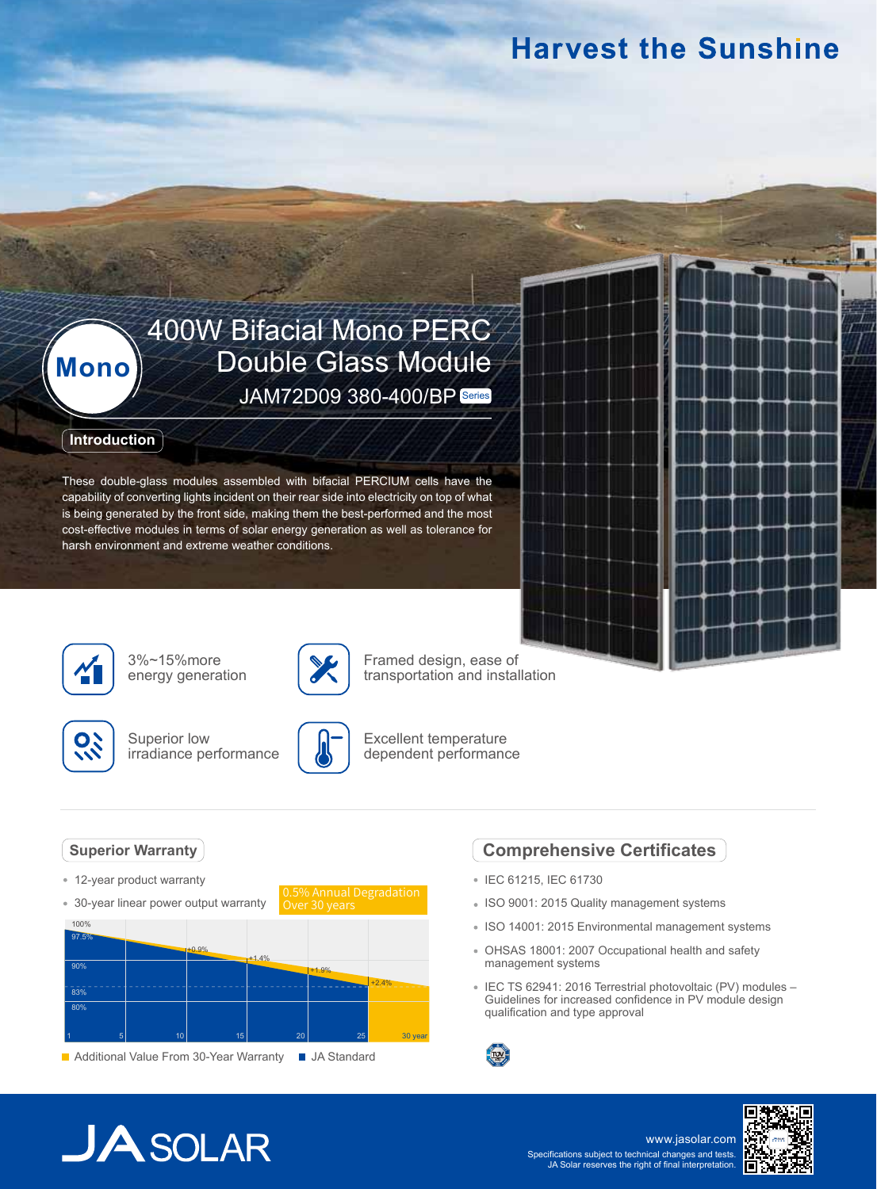# Harvest the Sunshine

**Mono**

## 400W Bifacial Mono PERC Double Glass Module

JAM72D09 380-400/BP Series

## Introduction

These double-glass modules assembled with bifacial PERCIUM cells have the capability of converting lights incident on their rear side into electricity on top of what is being generated by the front side, making them the best-performed and the most cost-effective modules in terms of solar energy generation as well as tolerance for harsh environment and extreme weather conditions.

- 3%~15%more energy generation
- Framed design, ease of transportation and installation
- Superior low irradiance performance
- Excellent temperature dependent performance

## Superior Warranty

- 12-year product warranty
- 30-year linear power output warranty

0.5% Annual Degradation Over 30 years

100%, 97.5%, 90%, 83%, 80%

+0.9%, +1.4%, +1.9%, +2.4%

1, 5, 10, 15, 20, 25, 30 year

Additional Value From 30-Year Warranty | JA Standard

## Comprehensive Certificates

- IEC 61215, IEC 61730
- ISO 9001: 2015 Quality management systems
- ISO 14001: 2015 Environmental management systems
- OHSAS 18001: 2007 Occupational health and safety management systems
- IEC TS 62941: 2016 Terrestrial photovoltaic (PV) modules – Guidelines for increased confidence in PV module design qualification and type approval

JA SOLAR

www.jasolar.com

Specifications subject to technical changes and tests. JA Solar reserves the right of final interpretation.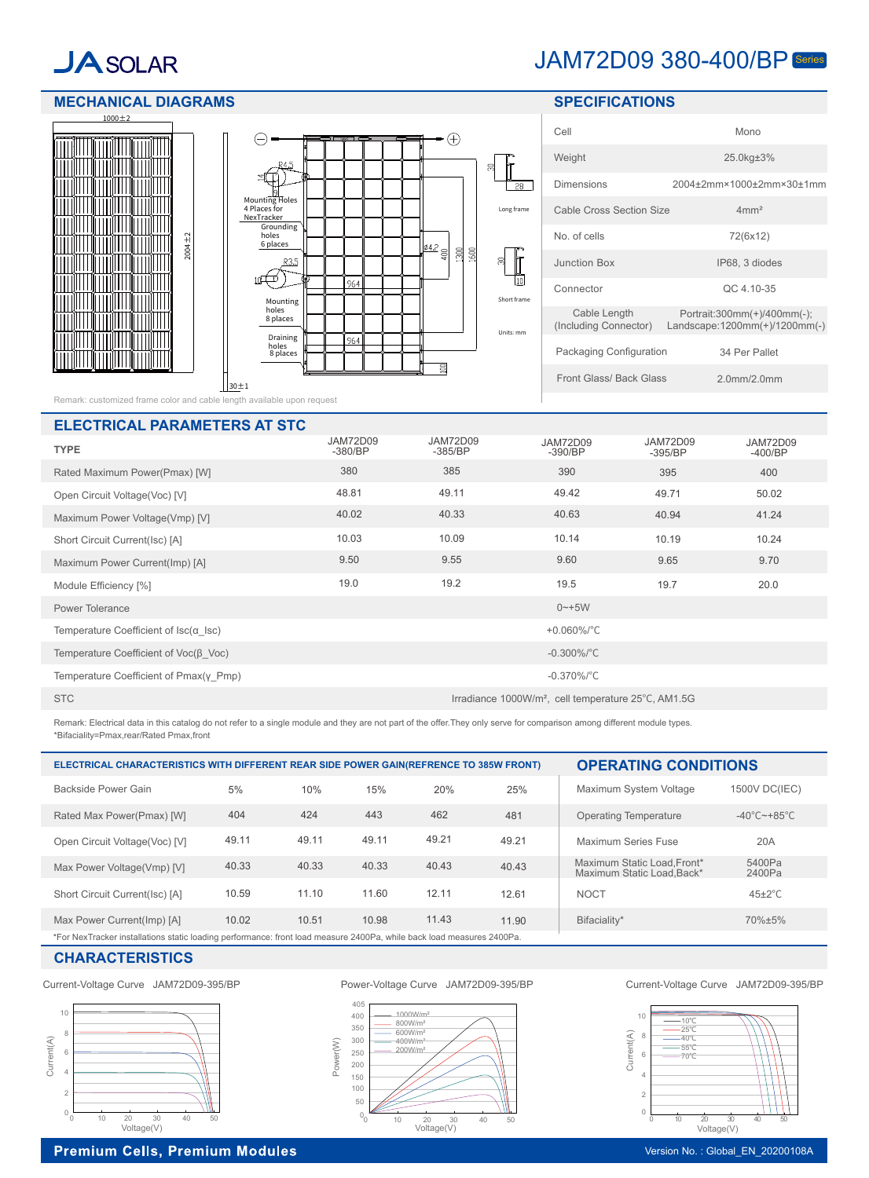# JA SOLAR

# JAM72D09 380-400/BP Series

## MECHANICAL DIAGRAMS

1000±2

2004±2

Mounting Holes 4 Places for NexTracker

R4.5

14

9

Grounding holes 6 places

R3.5

10

7

Mounting holes 8 places

Draining holes 8 places

964

964

Ø4.2

400

1300

1600

400

30±1

30

28

Long frame

30

10

Short frame

Units: mm

Remark: customized frame color and cable length available upon request

## SPECIFICATIONS

| | |
|---|---|
| Cell | Mono |
| Weight | 25.0kg±3% |
| Dimensions | 2004±2mm×1000±2mm×30±1mm |
| Cable Cross Section Size | 4mm² |
| No. of cells | 72(6x12) |
| Junction Box | IP68, 3 diodes |
| Connector | QC 4.10-35 |
| Cable Length (Including Connector) | Portrait:300mm(+)/400mm(-); Landscape:1200mm(+)/1200mm(-) |
| Packaging Configuration | 34 Per Pallet |
| Front Glass/ Back Glass | 2.0mm/2.0mm |

## ELECTRICAL PARAMETERS AT STC

| TYPE | JAM72D09 -380/BP | JAM72D09 -385/BP | JAM72D09 -390/BP | JAM72D09 -395/BP | JAM72D09 -400/BP |
|---|---|---|---|---|---|
| Rated Maximum Power(Pmax) [W] | 380 | 385 | 390 | 395 | 400 |
| Open Circuit Voltage(Voc) [V] | 48.81 | 49.11 | 49.42 | 49.71 | 50.02 |
| Maximum Power Voltage(Vmp) [V] | 40.02 | 40.33 | 40.63 | 40.94 | 41.24 |
| Short Circuit Current(Isc) [A] | 10.03 | 10.09 | 10.14 | 10.19 | 10.24 |
| Maximum Power Current(Imp) [A] | 9.50 | 9.55 | 9.60 | 9.65 | 9.70 |
| Module Efficiency [%] | 19.0 | 19.2 | 19.5 | 19.7 | 20.0 |
| Power Tolerance | 0~+5W | | | | |
| Temperature Coefficient of Isc(α_Isc) | +0.060%/°C | | | | |
| Temperature Coefficient of Voc(β_Voc) | -0.300%/°C | | | | |
| Temperature Coefficient of Pmax(γ_Pmp) | -0.370%/°C | | | | |
| STC | Irradiance 1000W/m², cell temperature 25°C, AM1.5G | | | | |

Remark: Electrical data in this catalog do not refer to a single module and they are not part of the offer.They only serve for comparison among different module types.
*Bifaciality=Pmax,rear/Rated Pmax,front

## ELECTRICAL CHARACTERISTICS WITH DIFFERENT REAR SIDE POWER GAIN(REFRENCE TO 385W FRONT)

| Backside Power Gain | 5% | 10% | 15% | 20% | 25% |
|---|---|---|---|---|---|
| Rated Max Power(Pmax) [W] | 404 | 424 | 443 | 462 | 481 |
| Open Circuit Voltage(Voc) [V] | 49.11 | 49.11 | 49.11 | 49.21 | 49.21 |
| Max Power Voltage(Vmp) [V] | 40.33 | 40.33 | 40.33 | 40.43 | 40.43 |
| Short Circuit Current(Isc) [A] | 10.59 | 11.10 | 11.60 | 12.11 | 12.61 |
| Max Power Current(Imp) [A] | 10.02 | 10.51 | 10.98 | 11.43 | 11.90 |

*For NexTracker installations static loading performance: front load measure 2400Pa, while back load measures 2400Pa.

## OPERATING CONDITIONS

| | |
|---|---|
| Maximum System Voltage | 1500V DC(IEC) |
| Operating Temperature | -40°C~+85°C |
| Maximum Series Fuse | 20A |
| Maximum Static Load,Front* / Maximum Static Load,Back* | 5400Pa / 2400Pa |
| NOCT | 45±2°C |
| Bifaciality* | 70%±5% |

## CHARACTERISTICS

Current-Voltage Curve JAM72D09-395/BP

Current(A)
0, 2, 4, 6, 8, 10
Voltage(V)
0, 10, 20, 30, 40, 50

Power-Voltage Curve JAM72D09-395/BP

Power(W)
0, 50, 100, 150, 200, 250, 300, 350, 400, 405
1000W/m²
800W/m²
600W/m²
400W/m²
200W/m²
Voltage(V)
0, 10, 20, 30, 40, 50

Current-Voltage Curve JAM72D09-395/BP

Current(A)
0, 2, 4, 6, 8, 10
10°C
25°C
40°C
55°C
70°C
Voltage(V)
0, 10, 20, 30, 40, 50

**Premium Cells, Premium Modules**

Version No. : Global_EN_20200108A